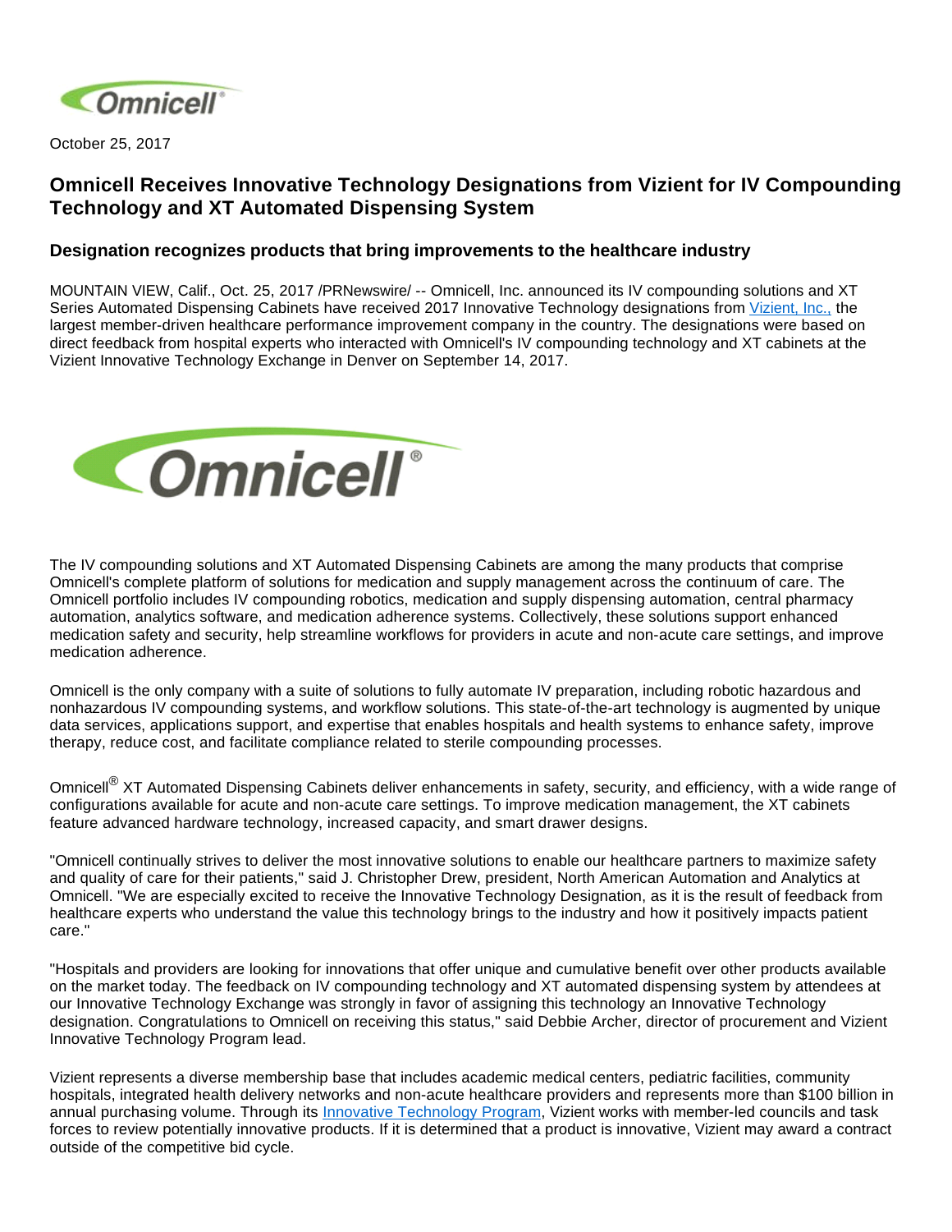October 25, 2017

# Omnicell Receives Innovative Technology Designations from Vizient for IV Compounding Technology and XT Automated Dispensing System

## Designation recognizes products that bring improvements to the healthcare industry

MOUNTAIN VIEW, Calif., Oct. 25, 2017 /PRNewswire/ -- Omnicell, Inc. announced its IV compounding solutions and XT Series Automated Dispensing Cabinets have received 2017 Innovative Technology designations from Vizient, Inc., the largest member-driven healthcare performance improvement company in the country. The designations were based on direct feedback from hospital experts who interacted with Omnicell's IV compounding technology and XT cabinets at the Vizient Innovative Technology Exchange in Denver on September 14, 2017.

The IV compounding solutions and XT Automated Dispensing Cabinets are among the many products that comprise Omnicell's complete platform of solutions for medication and supply management across the continuum of care. The Omnicell portfolio includes IV compounding robotics, medication and supply dispensing automation, central pharmacy automation, analytics software, and medication adherence systems. Collectively, these solutions support enhanced medication safety and security, help streamline workflows for providers in acute and non-acute care settings, and improve medication adherence.

Omnicell is the only company with a suite of solutions to fully automate IV preparation, including robotic hazardous and nonhazardous IV compounding systems, and workflow solutions. This state-of-the-art technology is augmented by unique data services, applications support, and expertise that enables hospitals and health systems to enhance safety, improve therapy, reduce cost, and facilitate compliance related to sterile compounding processes.

Omnicell® XT Automated Dispensing Cabinets deliver enhancements in safety, security, and efficiency, with a wide range of configurations available for acute and non-acute care settings. To improve medication management, the XT cabinets feature advanced hardware technology, increased capacity, and smart drawer designs.

"Omnicell continually strives to deliver the most innovative solutions to enable our healthcare partners to maximize safety and quality of care for their patients," said J. Christopher Drew, president, North American Automation and Analytics at Omnicell. "We are especially excited to receive the Innovative Technology Designation, as it is the result of feedback from healthcare experts who understand the value this technology brings to the industry and how it positively impacts patient care."

"Hospitals and providers are looking for innovations that offer unique and cumulative benefit over other products available on the market today. The feedback on IV compounding technology and XT automated dispensing system by attendees at our Innovative Technology Exchange was strongly in favor of assigning this technology an Innovative Technology designation. Congratulations to Omnicell on receiving this status," said Debbie Archer, director of procurement and Vizient Innovative Technology Program lead.

Vizient represents a diverse membership base that includes academic medical centers, pediatric facilities, community hospitals, integrated health delivery networks and non-acute healthcare providers and represents more than $100 billion in annual purchasing volume. Through its Innovative Technology Program, Vizient works with member-led councils and task forces to review potentially innovative products. If it is determined that a product is innovative, Vizient may award a contract outside of the competitive bid cycle.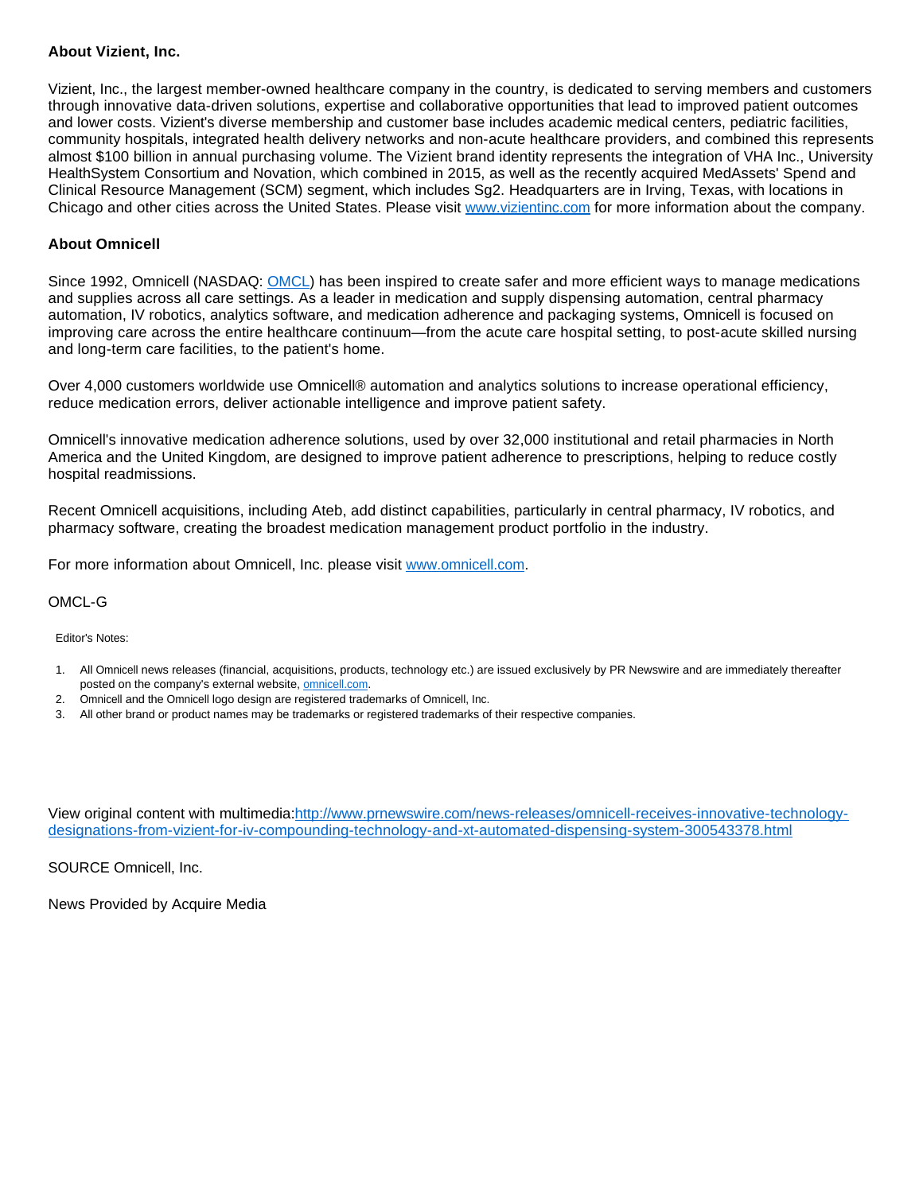**About Vizient, Inc.**

Vizient, Inc., the largest member-owned healthcare company in the country, is dedicated to serving members and customers through innovative data-driven solutions, expertise and collaborative opportunities that lead to improved patient outcomes and lower costs. Vizient's diverse membership and customer base includes academic medical centers, pediatric facilities, community hospitals, integrated health delivery networks and non-acute healthcare providers, and combined this represents almost $100 billion in annual purchasing volume. The Vizient brand identity represents the integration of VHA Inc., University HealthSystem Consortium and Novation, which combined in 2015, as well as the recently acquired MedAssets' Spend and Clinical Resource Management (SCM) segment, which includes Sg2. Headquarters are in Irving, Texas, with locations in Chicago and other cities across the United States. Please visit [www.vizientinc.com](http://www.vizientinc.com) for more information about the company.

**About Omnicell**

Since 1992, Omnicell (NASDAQ: [OMCL](#)) has been inspired to create safer and more efficient ways to manage medications and supplies across all care settings. As a leader in medication and supply dispensing automation, central pharmacy automation, IV robotics, analytics software, and medication adherence and packaging systems, Omnicell is focused on improving care across the entire healthcare continuum—from the acute care hospital setting, to post-acute skilled nursing and long-term care facilities, to the patient's home.

Over 4,000 customers worldwide use Omnicell® automation and analytics solutions to increase operational efficiency, reduce medication errors, deliver actionable intelligence and improve patient safety.

Omnicell's innovative medication adherence solutions, used by over 32,000 institutional and retail pharmacies in North America and the United Kingdom, are designed to improve patient adherence to prescriptions, helping to reduce costly hospital readmissions.

Recent Omnicell acquisitions, including Ateb, add distinct capabilities, particularly in central pharmacy, IV robotics, and pharmacy software, creating the broadest medication management product portfolio in the industry.

For more information about Omnicell, Inc. please visit [www.omnicell.com](http://www.omnicell.com).

OMCL-G

Editor's Notes:

1. All Omnicell news releases (financial, acquisitions, products, technology etc.) are issued exclusively by PR Newswire and are immediately thereafter posted on the company's external website, [omnicell.com](http://omnicell.com).
2. Omnicell and the Omnicell logo design are registered trademarks of Omnicell, Inc.
3. All other brand or product names may be trademarks or registered trademarks of their respective companies.

View original content with multimedia:[http://www.prnewswire.com/news-releases/omnicell-receives-innovative-technology-designations-from-vizient-for-iv-compounding-technology-and-xt-automated-dispensing-system-300543378.html](http://www.prnewswire.com/news-releases/omnicell-receives-innovative-technology-designations-from-vizient-for-iv-compounding-technology-and-xt-automated-dispensing-system-300543378.html)

SOURCE Omnicell, Inc.

News Provided by Acquire Media